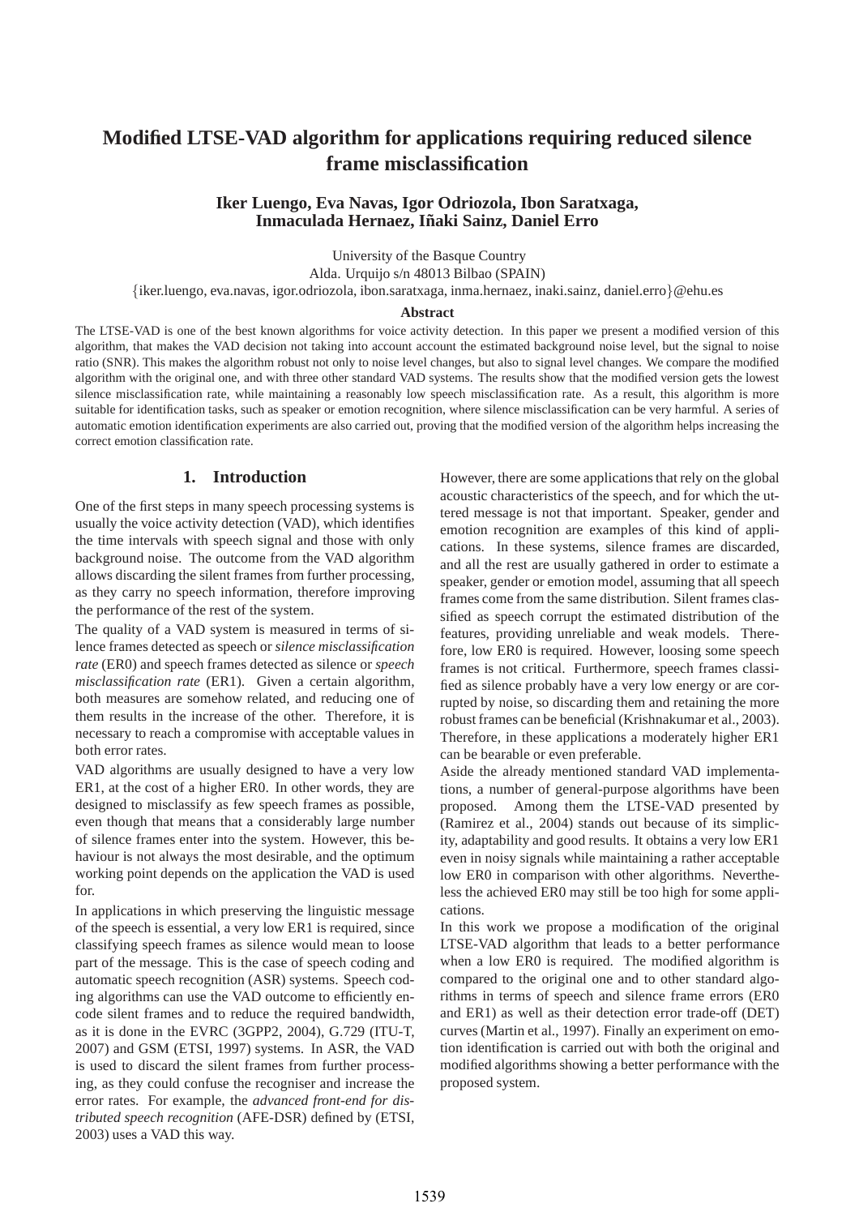# Modified LTSE-VAD algorithm for applications requiring reduced silence frame misclassification

**Iker Luengo, Eva Navas, Igor Odriozola, Ibon Saratxaga, Inmaculada Hernaez, Iñaki Sainz, Daniel Erro**

University of the Basque Country
Alda. Urquijo s/n 48013 Bilbao (SPAIN)
{iker.luengo, eva.navas, igor.odriozola, ibon.saratxaga, inma.hernaez, inaki.sainz, daniel.erro}@ehu.es

**Abstract**

The LTSE-VAD is one of the best known algorithms for voice activity detection. In this paper we present a modified version of this algorithm, that makes the VAD decision not taking into account the estimated background noise level, but the signal to noise ratio (SNR). This makes the algorithm robust not only to noise level changes, but also to signal level changes. We compare the modified algorithm with the original one, and with three other standard VAD systems. The results show that the modified version gets the lowest silence misclassification rate, while maintaining a reasonably low speech misclassification rate. As a result, this algorithm is more suitable for identification tasks, such as speaker or emotion recognition, where silence misclassification can be very harmful. A series of automatic emotion identification experiments are also carried out, proving that the modified version of the algorithm helps increasing the correct emotion classification rate.

## 1. Introduction

One of the first steps in many speech processing systems is usually the voice activity detection (VAD), which identifies the time intervals with speech signal and those with only background noise. The outcome from the VAD algorithm allows discarding the silent frames from further processing, as they carry no speech information, therefore improving the performance of the rest of the system.

The quality of a VAD system is measured in terms of silence frames detected as speech or *silence misclassification rate* (ER0) and speech frames detected as silence or *speech misclassification rate* (ER1). Given a certain algorithm, both measures are somehow related, and reducing one of them results in the increase of the other. Therefore, it is necessary to reach a compromise with acceptable values in both error rates.

VAD algorithms are usually designed to have a very low ER1, at the cost of a higher ER0. In other words, they are designed to misclassify as few speech frames as possible, even though that means that a considerably large number of silence frames enter into the system. However, this behaviour is not always the most desirable, and the optimum working point depends on the application the VAD is used for.

In applications in which preserving the linguistic message of the speech is essential, a very low ER1 is required, since classifying speech frames as silence would mean to loose part of the message. This is the case of speech coding and automatic speech recognition (ASR) systems. Speech coding algorithms can use the VAD outcome to efficiently encode silent frames and to reduce the required bandwidth, as it is done in the EVRC (3GPP2, 2004), G.729 (ITU-T, 2007) and GSM (ETSI, 1997) systems. In ASR, the VAD is used to discard the silent frames from further processing, as they could confuse the recogniser and increase the error rates. For example, the *advanced front-end for distributed speech recognition* (AFE-DSR) defined by (ETSI, 2003) uses a VAD this way.

However, there are some applications that rely on the global acoustic characteristics of the speech, and for which the uttered message is not that important. Speaker, gender and emotion recognition are examples of this kind of applications. In these systems, silence frames are discarded, and all the rest are usually gathered in order to estimate a speaker, gender or emotion model, assuming that all speech frames come from the same distribution. Silent frames classified as speech corrupt the estimated distribution of the features, providing unreliable and weak models. Therefore, low ER0 is required. However, loosing some speech frames is not critical. Furthermore, speech frames classified as silence probably have a very low energy or are corrupted by noise, so discarding them and retaining the more robust frames can be beneficial (Krishnakumar et al., 2003). Therefore, in these applications a moderately higher ER1 can be bearable or even preferable.

Aside the already mentioned standard VAD implementations, a number of general-purpose algorithms have been proposed. Among them the LTSE-VAD presented by (Ramirez et al., 2004) stands out because of its simplicity, adaptability and good results. It obtains a very low ER1 even in noisy signals while maintaining a rather acceptable low ER0 in comparison with other algorithms. Nevertheless the achieved ER0 may still be too high for some applications.

In this work we propose a modification of the original LTSE-VAD algorithm that leads to a better performance when a low ER0 is required. The modified algorithm is compared to the original one and to other standard algorithms in terms of speech and silence frame errors (ER0 and ER1) as well as their detection error trade-off (DET) curves (Martin et al., 1997). Finally an experiment on emotion identification is carried out with both the original and modified algorithms showing a better performance with the proposed system.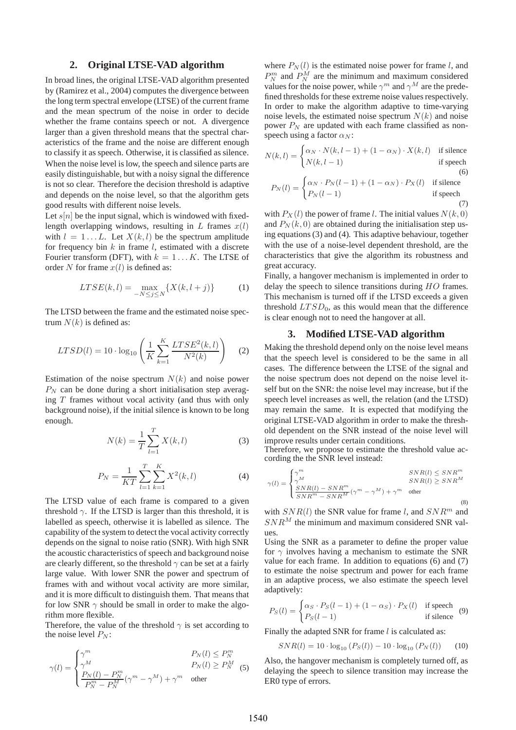## 2. Original LTSE-VAD algorithm

In broad lines, the original LTSE-VAD algorithm presented by (Ramirez et al., 2004) computes the divergence between the long term spectral envelope (LTSE) of the current frame and the mean spectrum of the noise in order to decide whether the frame contains speech or not. A divergence larger than a given threshold means that the spectral characteristics of the frame and the noise are different enough to classify it as speech. Otherwise, it is classified as silence. When the noise level is low, the speech and silence parts are easily distinguishable, but with a noisy signal the difference is not so clear. Therefore the decision threshold is adaptive and depends on the noise level, so that the algorithm gets good results with different noise levels.

Let $s[n]$ be the input signal, which is windowed with fixed-length overlapping windows, resulting in $L$ frames $x(l)$ with $l = 1 \dots L$. Let $X(k,l)$ be the spectrum amplitude for frequency bin $k$ in frame $l$, estimated with a discrete Fourier transform (DFT), with $k = 1 \dots K$. The LTSE of order $N$ for frame $x(l)$ is defined as:

$$LTSE(k,l) = \max_{-N \leq j \leq N} \{X(k, l+j)\} \tag{1}$$

The LTSD between the frame and the estimated noise spectrum $N(k)$ is defined as:

$$LTSD(l) = 10 \cdot \log_{10} \left( \frac{1}{K} \sum_{k=1}^{K} \frac{LTSE^2(k,l)}{N^2(k)} \right) \tag{2}$$

Estimation of the noise spectrum $N(k)$ and noise power $P_N$ can be done during a short initialisation step averaging $T$ frames without vocal activity (and thus with only background noise), if the initial silence is known to be long enough.

$$N(k) = \frac{1}{T} \sum_{l=1}^{T} X(k,l) \tag{3}$$

$$P_N = \frac{1}{KT} \sum_{l=1}^{T} \sum_{k=1}^{K} X^2(k,l) \tag{4}$$

The LTSD value of each frame is compared to a given threshold $\gamma$. If the LTSD is larger than this threshold, it is labelled as speech, otherwise it is labelled as silence. The capability of the system to detect the vocal activity correctly depends on the signal to noise ratio (SNR). With high SNR the acoustic characteristics of speech and background noise are clearly different, so the threshold $\gamma$ can be set at a fairly large value. With lower SNR the power and spectrum of frames with and without vocal activity are more similar, and it is more difficult to distinguish them. That means that for low SNR $\gamma$ should be small in order to make the algorithm more flexible.

Therefore, the value of the threshold $\gamma$ is set according to the noise level $P_N$:

$$\gamma(l) = \begin{cases} \gamma^m & P_N(l) \leq P_N^m \\ \gamma^M & P_N(l) \geq P_N^M \\ \dfrac{P_N(l) - P_N^m}{P_N^m - P_N^M}(\gamma^m - \gamma^M) + \gamma^m & \text{other} \end{cases} \tag{5}$$

where $P_N(l)$ is the estimated noise power for frame $l$, and $P_N^m$ and $P_N^M$ are the minimum and maximum considered values for the noise power, while $\gamma^m$ and $\gamma^M$ are the predefined thresholds for these extreme noise values respectively. In order to make the algorithm adaptive to time-varying noise levels, the estimated noise spectrum $N(k)$ and noise power $P_N$ are updated with each frame classified as non-speech using a factor $\alpha_N$:

$$N(k,l) = \begin{cases} \alpha_N \cdot N(k,l-1) + (1-\alpha_N) \cdot X(k,l) & \text{if silence} \\ N(k,l-1) & \text{if speech} \end{cases} \tag{6}$$

$$P_N(l) = \begin{cases} \alpha_N \cdot P_N(l-1) + (1-\alpha_N) \cdot P_X(l) & \text{if silence} \\ P_N(l-1) & \text{if speech} \end{cases} \tag{7}$$

with $P_X(l)$ the power of frame $l$. The initial values $N(k,0)$ and $P_N(k,0)$ are obtained during the initialisation step using equations (3) and (4). This adaptive behaviour, together with the use of a noise-level dependent threshold, are the characteristics that give the algorithm its robustness and great accuracy.

Finally, a hangover mechanism is implemented in order to delay the speech to silence transitions during $HO$ frames. This mechanism is turned off if the LTSD exceeds a given threshold $LTSD_0$, as this would mean that the difference is clear enough not to need the hangover at all.

## 3. Modified LTSE-VAD algorithm

Making the threshold depend only on the noise level means that the speech level is considered to be the same in all cases. The difference between the LTSE of the signal and the noise spectrum does not depend on the noise level itself but on the SNR: the noise level may increase, but if the speech level increases as well, the relation (and the LTSD) may remain the same. It is expected that modifying the original LTSE-VAD algorithm in order to make the threshold dependent on the SNR instead of the noise level will improve results under certain conditions.

Therefore, we propose to estimate the threshold value according the the SNR level instead:

$$\gamma(l) = \begin{cases} \gamma^m & SNR(l) \leq SNR^m \\ \gamma^M & SNR(l) \geq SNR^M \\ \dfrac{SNR(l) - SNR^m}{SNR^m - SNR^M}(\gamma^m - \gamma^M) + \gamma^m & \text{other} \end{cases} \tag{8}$$

with $SNR(l)$ the SNR value for frame $l$, and $SNR^m$ and $SNR^M$ the minimum and maximum considered SNR values.

Using the SNR as a parameter to define the proper value for $\gamma$ involves having a mechanism to estimate the SNR value for each frame. In addition to equations (6) and (7) to estimate the noise spectrum and power for each frame in an adaptive process, we also estimate the speech level adaptively:

$$P_S(l) = \begin{cases} \alpha_S \cdot P_S(l-1) + (1-\alpha_S) \cdot P_X(l) & \text{if speech} \\ P_S(l-1) & \text{if silence} \end{cases} \tag{9}$$

Finally the adapted SNR for frame $l$ is calculated as:

$$SNR(l) = 10 \cdot \log_{10}(P_S(l)) - 10 \cdot \log_{10}(P_N(l)) \tag{10}$$

Also, the hangover mechanism is completely turned off, as delaying the speech to silence transition may increase the ER0 type of errors.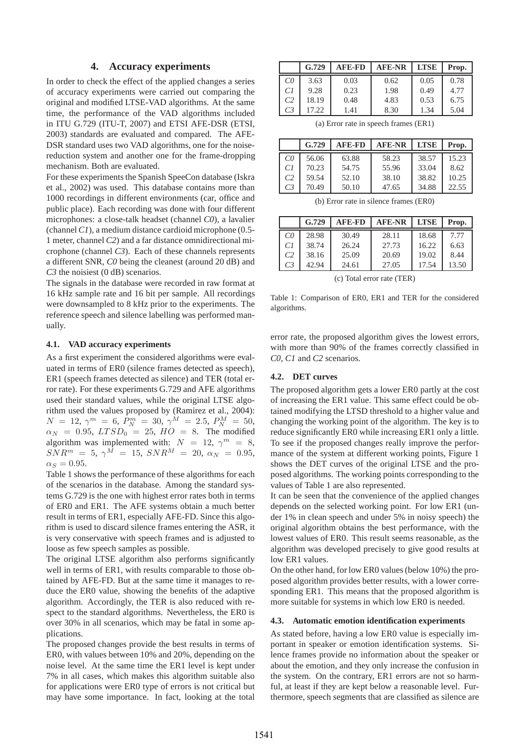## 4. Accuracy experiments

In order to check the effect of the applied changes a series of accuracy experiments were carried out comparing the original and modified LTSE-VAD algorithms. At the same time, the performance of the VAD algorithms included in ITU G.729 (ITU-T, 2007) and ETSI AFE-DSR (ETSI, 2003) standards are evaluated and compared. The AFE-DSR standard uses two VAD algorithms, one for the noise-reduction system and another one for the frame-dropping mechanism. Both are evaluated.

For these experiments the Spanish SpeeCon database (Iskra et al., 2002) was used. This database contains more than 1000 recordings in different environments (car, office and public place). Each recording was done with four different microphones: a close-talk headset (channel *C0*), a lavalier (channel *C1*), a medium distance cardioid microphone (0.5-1 meter, channel *C2*) and a far distance omnidirectional microphone (channel *C3*). Each of these channels represents a different SNR, *C0* being the cleanest (around 20 dB) and *C3* the noisiest (0 dB) scenarios.

The signals in the database were recorded in raw format at 16 kHz sample rate and 16 bit per sample. All recordings were downsampled to 8 kHz prior to the experiments. The reference speech and silence labelling was performed manually.

### 4.1. VAD accuracy experiments

As a first experiment the considered algorithms were evaluated in terms of ER0 (silence frames detected as speech), ER1 (speech frames detected as silence) and TER (total error rate). For these experiments G.729 and AFE algorithms used their standard values, while the original LTSE algorithm used the values proposed by (Ramirez et al., 2004): $N = 12$, $\gamma^m = 6$, $P_N^m = 30$, $\gamma^M = 2.5$, $P_N^M = 50$, $\alpha_N = 0.95$, $LTSD_0 = 25$, $HO = 8$. The modified algorithm was implemented with: $N = 12$, $\gamma^m = 8$, $SNR^m = 5$, $\gamma^M = 15$, $SNR^M = 20$, $\alpha_N = 0.95$, $\alpha_S = 0.95$.

Table 1 shows the performance of these algorithms for each of the scenarios in the database. Among the standard systems G.729 is the one with highest error rates both in terms of ER0 and ER1. The AFE systems obtain a much better result in terms of ER1, especially AFE-FD. Since this algorithm is used to discard silence frames entering the ASR, it is very conservative with speech frames and is adjusted to loose as few speech samples as possible.

The original LTSE algorithm also performs significantly well in terms of ER1, with results comparable to those obtained by AFE-FD. But at the same time it manages to reduce the ER0 value, showing the benefits of the adaptive algorithm. Accordingly, the TER is also reduced with respect to the standard algorithms. Nevertheless, the ER0 is over 30% in all scenarios, which may be fatal in some applications.

The proposed changes provide the best results in terms of ER0, with values between 10% and 20%, depending on the noise level. At the same time the ER1 level is kept under 7% in all cases, which makes this algorithm suitable also for applications were ER0 type of errors is not critical but may have some importance. In fact, looking at the total error rate, the proposed algorithm gives the lowest errors, with more than 90% of the frames correctly classified in *C0*, *C1* and *C2* scenarios.

| | G.729 | AFE-FD | AFE-NR | LTSE | Prop. |
|---|---|---|---|---|---|
| *C0* | 3.63 | 0.03 | 0.62 | 0.05 | 0.78 |
| *C1* | 9.28 | 0.23 | 1.98 | 0.49 | 4.77 |
| *C2* | 18.19 | 0.48 | 4.83 | 0.53 | 6.75 |
| *C3* | 17.22 | 1.41 | 8.30 | 1.34 | 5.04 |

(a) Error rate in speech frames (ER1)

| | G.729 | AFE-FD | AFE-NR | LTSE | Prop. |
|---|---|---|---|---|---|
| *C0* | 56.06 | 63.88 | 58.23 | 38.57 | 15.23 |
| *C1* | 70.23 | 54.75 | 55.96 | 33.04 | 8.62 |
| *C2* | 59.54 | 52.10 | 38.10 | 38.82 | 10.25 |
| *C3* | 70.49 | 50.10 | 47.65 | 34.88 | 22.55 |

(b) Error rate in silence frames (ER0)

| | G.729 | AFE-FD | AFE-NR | LTSE | Prop. |
|---|---|---|---|---|---|
| *C0* | 28.98 | 30.49 | 28.11 | 18.68 | 7.77 |
| *C1* | 38.74 | 26.24 | 27.73 | 16.22 | 6.63 |
| *C2* | 38.16 | 25.09 | 20.69 | 19.02 | 8.44 |
| *C3* | 42.94 | 24.61 | 27.05 | 17.54 | 13.50 |

(c) Total error rate (TER)

Table 1: Comparison of ER0, ER1 and TER for the considered algorithms.

### 4.2. DET curves

The proposed algorithm gets a lower ER0 partly at the cost of increasing the ER1 value. This same effect could be obtained modifying the LTSD threshold to a higher value and changing the working point of the algorithm. The key is to reduce significantly ER0 while increasing ER1 only a little. To see if the proposed changes really improve the performance of the system at different working points, Figure 1 shows the DET curves of the original LTSE and the proposed algorithms. The working points corresponding to the values of Table 1 are also represented.

It can be seen that the convenience of the applied changes depends on the selected working point. For low ER1 (under 1% in clean speech and under 5% in noisy speech) the original algorithm obtains the best performance, with the lowest values of ER0. This result seems reasonable, as the algorithm was developed precisely to give good results at low ER1 values.

On the other hand, for low ER0 values (below 10%) the proposed algorithm provides better results, with a lower corresponding ER1. This means that the proposed algorithm is more suitable for systems in which low ER0 is needed.

### 4.3. Automatic emotion identification experiments

As stated before, having a low ER0 value is especially important in speaker or emotion identification systems. Silence frames provide no information about the speaker or about the emotion, and they only increase the confusion in the system. On the contrary, ER1 errors are not so harmful, at least if they are kept below a reasonable level. Furthermore, speech segments that are classified as silence are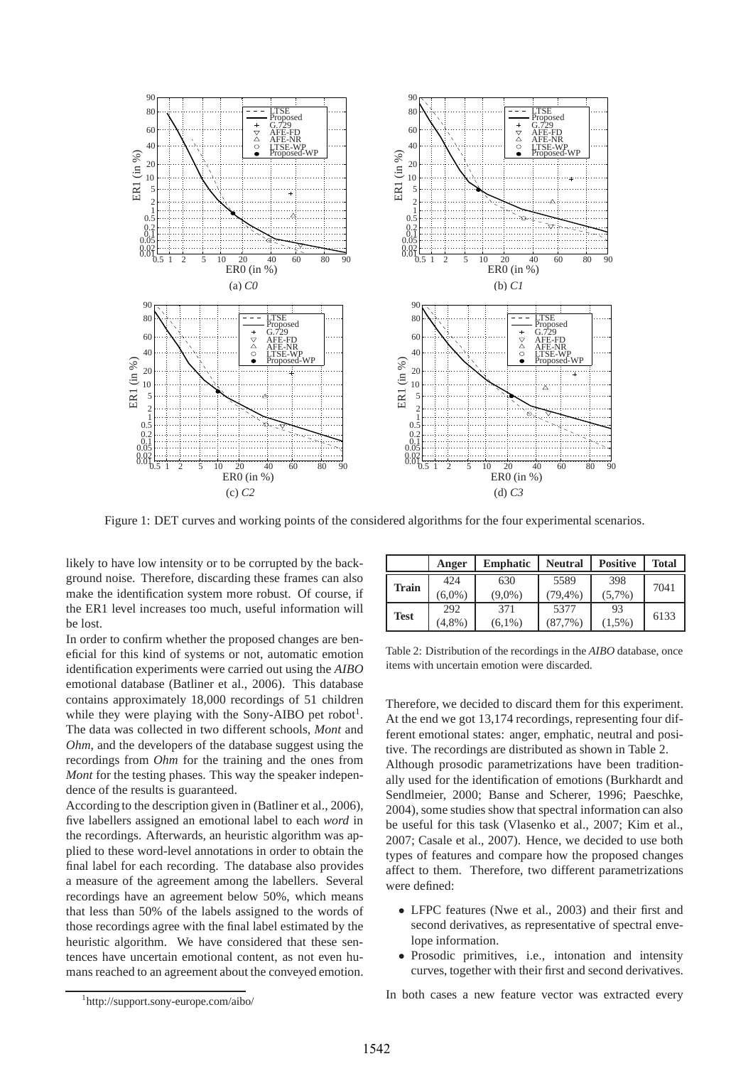Figure 1: DET curves and working points of the considered algorithms for the four experimental scenarios.

likely to have low intensity or to be corrupted by the background noise. Therefore, discarding these frames can also make the identification system more robust. Of course, if the ER1 level increases too much, useful information will be lost.

In order to confirm whether the proposed changes are beneficial for this kind of systems or not, automatic emotion identification experiments were carried out using the *AIBO* emotional database (Batliner et al., 2006). This database contains approximately 18,000 recordings of 51 children while they were playing with the Sony-AIBO pet robot[1]. The data was collected in two different schools, *Mont* and *Ohm*, and the developers of the database suggest using the recordings from *Ohm* for the training and the ones from *Mont* for the testing phases. This way the speaker independence of the results is guaranteed.

According to the description given in (Batliner et al., 2006), five labellers assigned an emotional label to each *word* in the recordings. Afterwards, an heuristic algorithm was applied to these word-level annotations in order to obtain the final label for each recording. The database also provides a measure of the agreement among the labellers. Several recordings have an agreement below 50%, which means that less than 50% of the labels assigned to the words of those recordings agree with the final label estimated by the heuristic algorithm. We have considered that these sentences have uncertain emotional content, as not even humans reached to an agreement about the conveyed emotion.

|  | **Anger** | **Emphatic** | **Neutral** | **Positive** | **Total** |
|---|---|---|---|---|---|
| **Train** | 424 (6,0%) | 630 (9,0%) | 5589 (79,4%) | 398 (5,7%) | 7041 |
| **Test** | 292 (4,8%) | 371 (6,1%) | 5377 (87,7%) | 93 (1,5%) | 6133 |

Table 2: Distribution of the recordings in the *AIBO* database, once items with uncertain emotion were discarded.

Therefore, we decided to discard them for this experiment. At the end we got 13,174 recordings, representing four different emotional states: anger, emphatic, neutral and positive. The recordings are distributed as shown in Table 2.

Although prosodic parametrizations have been traditionally used for the identification of emotions (Burkhardt and Sendlmeier, 2000; Banse and Scherer, 1996; Paeschke, 2004), some studies show that spectral information can also be useful for this task (Vlasenko et al., 2007; Kim et al., 2007; Casale et al., 2007). Hence, we decided to use both types of features and compare how the proposed changes affect to them. Therefore, two different parametrizations were defined:

- LFPC features (Nwe et al., 2003) and their first and second derivatives, as representative of spectral envelope information.
- Prosodic primitives, i.e., intonation and intensity curves, together with their first and second derivatives.

In both cases a new feature vector was extracted every

[1] http://support.sony-europe.com/aibo/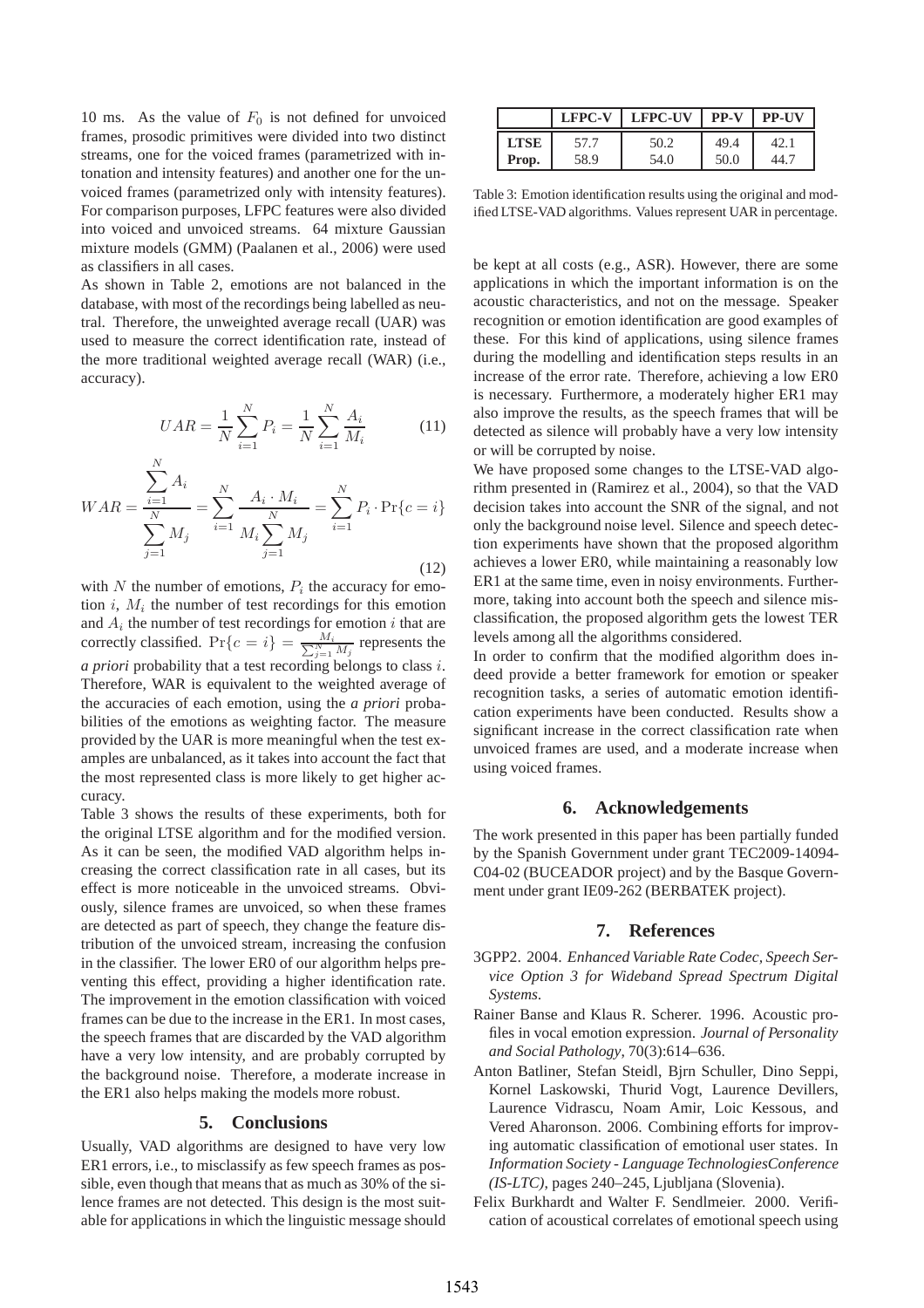10 ms. As the value of $F_0$ is not defined for unvoiced frames, prosodic primitives were divided into two distinct streams, one for the voiced frames (parametrized with intonation and intensity features) and another one for the unvoiced frames (parametrized only with intensity features). For comparison purposes, LFPC features were also divided into voiced and unvoiced streams. 64 mixture Gaussian mixture models (GMM) (Paalanen et al., 2006) were used as classifiers in all cases.

As shown in Table 2, emotions are not balanced in the database, with most of the recordings being labelled as neutral. Therefore, the unweighted average recall (UAR) was used to measure the correct identification rate, instead of the more traditional weighted average recall (WAR) (i.e., accuracy).

$$UAR = \frac{1}{N}\sum_{i=1}^{N} P_i = \frac{1}{N}\sum_{i=1}^{N}\frac{A_i}{M_i} \tag{11}$$

$$WAR = \frac{\sum_{i=1}^{N} A_i}{\sum_{j=1}^{N} M_j} = \sum_{i=1}^{N}\frac{A_i \cdot M_i}{M_i \sum_{j=1}^{N} M_j} = \sum_{i=1}^{N} P_i \cdot \Pr\{c = i\} \tag{12}$$

with $N$ the number of emotions, $P_i$ the accuracy for emotion $i$, $M_i$ the number of test recordings for this emotion and $A_i$ the number of test recordings for emotion $i$ that are correctly classified. $\Pr\{c = i\} = \frac{M_i}{\sum_{j=1}^{N} M_j}$ represents the *a priori* probability that a test recording belongs to class $i$. Therefore, WAR is equivalent to the weighted average of the accuracies of each emotion, using the *a priori* probabilities of the emotions as weighting factor. The measure provided by the UAR is more meaningful when the test examples are unbalanced, as it takes into account the fact that the most represented class is more likely to get higher accuracy.

Table 3 shows the results of these experiments, both for the original LTSE algorithm and for the modified version. As it can be seen, the modified VAD algorithm helps increasing the correct classification rate in all cases, but its effect is more noticeable in the unvoiced streams. Obviously, silence frames are unvoiced, so when these frames are detected as part of speech, they change the feature distribution of the unvoiced stream, increasing the confusion in the classifier. The lower ER0 of our algorithm helps preventing this effect, providing a higher identification rate. The improvement in the emotion classification with voiced frames can be due to the increase in the ER1. In most cases, the speech frames that are discarded by the VAD algorithm have a very low intensity, and are probably corrupted by the background noise. Therefore, a moderate increase in the ER1 also helps making the models more robust.

|  | **LFPC-V** | **LFPC-UV** | **PP-V** | **PP-UV** |
|---|---|---|---|---|
| **LTSE** | 57.7 | 50.2 | 49.4 | 42.1 |
| **Prop.** | 58.9 | 54.0 | 50.0 | 44.7 |

Table 3: Emotion identification results using the original and modified LTSE-VAD algorithms. Values represent UAR in percentage.

## 5. Conclusions

Usually, VAD algorithms are designed to have very low ER1 errors, i.e., to misclassify as few speech frames as possible, even though that means that as much as 30% of the silence frames are not detected. This design is the most suitable for applications in which the linguistic message should be kept at all costs (e.g., ASR). However, there are some applications in which the important information is on the acoustic characteristics, and not on the message. Speaker recognition or emotion identification are good examples of these. For this kind of applications, using silence frames during the modelling and identification steps results in an increase of the error rate. Therefore, achieving a low ER0 is necessary. Furthermore, a moderately higher ER1 may also improve the results, as the speech frames that will be detected as silence will probably have a very low intensity or will be corrupted by noise.

We have proposed some changes to the LTSE-VAD algorithm presented in (Ramirez et al., 2004), so that the VAD decision takes into account the SNR of the signal, and not only the background noise level. Silence and speech detection experiments have shown that the proposed algorithm achieves a lower ER0, while maintaining a reasonably low ER1 at the same time, even in noisy environments. Furthermore, taking into account both the speech and silence misclassification, the proposed algorithm gets the lowest TER levels among all the algorithms considered.

In order to confirm that the modified algorithm does indeed provide a better framework for emotion or speaker recognition tasks, a series of automatic emotion identification experiments have been conducted. Results show a significant increase in the correct classification rate when unvoiced frames are used, and a moderate increase when using voiced frames.

## 6. Acknowledgements

The work presented in this paper has been partially funded by the Spanish Government under grant TEC2009-14094-C04-02 (BUCEADOR project) and by the Basque Government under grant IE09-262 (BERBATEK project).

## 7. References

3GPP2. 2004. *Enhanced Variable Rate Codec, Speech Service Option 3 for Wideband Spread Spectrum Digital Systems*.

Rainer Banse and Klaus R. Scherer. 1996. Acoustic profiles in vocal emotion expression. *Journal of Personality and Social Pathology*, 70(3):614–636.

Anton Batliner, Stefan Steidl, Bjrn Schuller, Dino Seppi, Kornel Laskowski, Thurid Vogt, Laurence Devillers, Laurence Vidrascu, Noam Amir, Loic Kessous, and Vered Aharonson. 2006. Combining efforts for improving automatic classification of emotional user states. In *Information Society - Language TechnologiesConference (IS-LTC)*, pages 240–245, Ljubljana (Slovenia).

Felix Burkhardt and Walter F. Sendlmeier. 2000. Verification of acoustical correlates of emotional speech using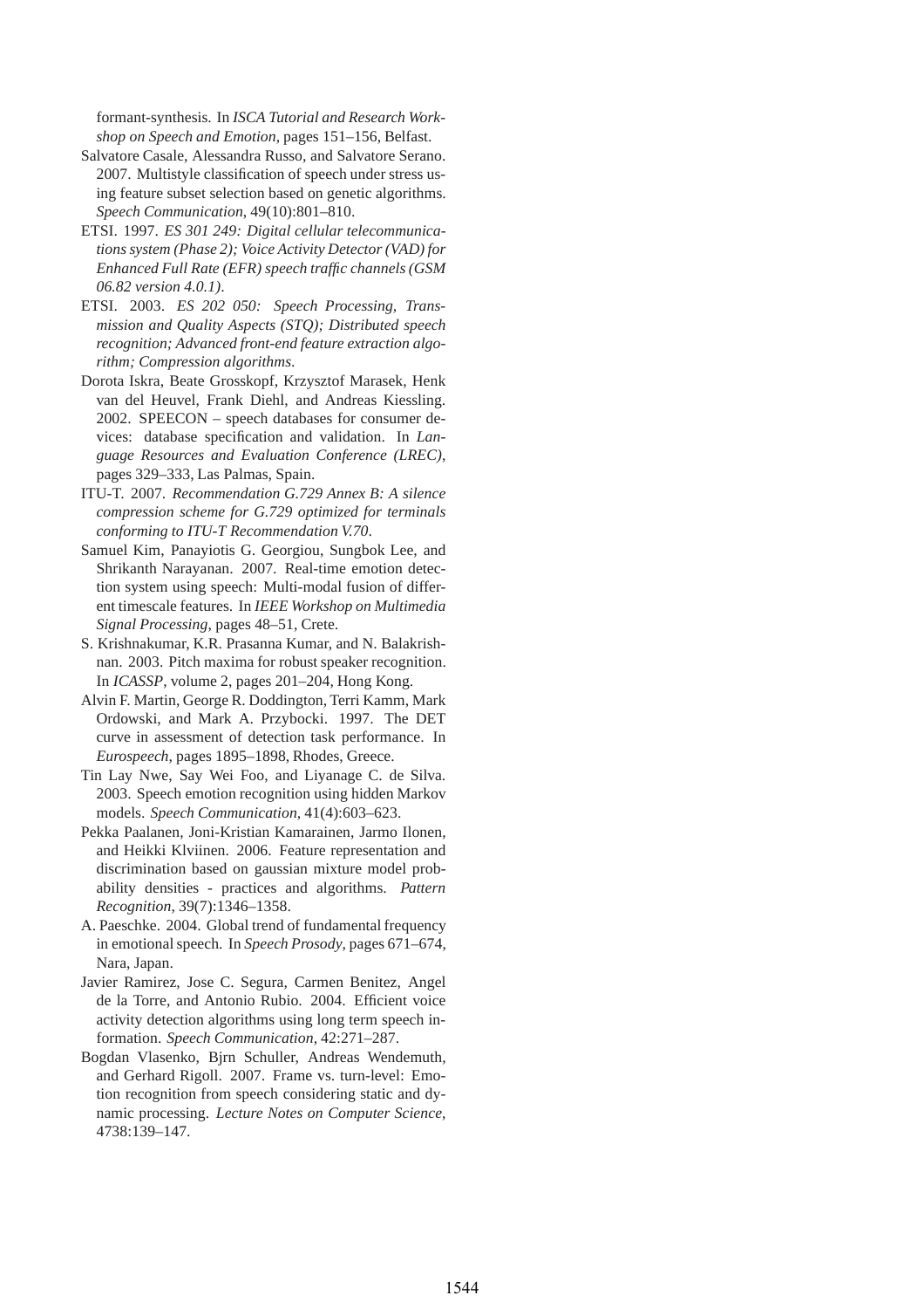formant-synthesis. In *ISCA Tutorial and Research Workshop on Speech and Emotion*, pages 151–156, Belfast.

Salvatore Casale, Alessandra Russo, and Salvatore Serano. 2007. Multistyle classification of speech under stress using feature subset selection based on genetic algorithms. *Speech Communication*, 49(10):801–810.

ETSI. 1997. *ES 301 249: Digital cellular telecommunications system (Phase 2); Voice Activity Detector (VAD) for Enhanced Full Rate (EFR) speech traffic channels (GSM 06.82 version 4.0.1)*.

ETSI. 2003. *ES 202 050: Speech Processing, Transmission and Quality Aspects (STQ); Distributed speech recognition; Advanced front-end feature extraction algorithm; Compression algorithms*.

Dorota Iskra, Beate Grosskopf, Krzysztof Marasek, Henk van del Heuvel, Frank Diehl, and Andreas Kiessling. 2002. SPEECON – speech databases for consumer devices: database specification and validation. In *Language Resources and Evaluation Conference (LREC)*, pages 329–333, Las Palmas, Spain.

ITU-T. 2007. *Recommendation G.729 Annex B: A silence compression scheme for G.729 optimized for terminals conforming to ITU-T Recommendation V.70*.

Samuel Kim, Panayiotis G. Georgiou, Sungbok Lee, and Shrikanth Narayanan. 2007. Real-time emotion detection system using speech: Multi-modal fusion of different timescale features. In *IEEE Workshop on Multimedia Signal Processing*, pages 48–51, Crete.

S. Krishnakumar, K.R. Prasanna Kumar, and N. Balakrishnan. 2003. Pitch maxima for robust speaker recognition. In *ICASSP*, volume 2, pages 201–204, Hong Kong.

Alvin F. Martin, George R. Doddington, Terri Kamm, Mark Ordowski, and Mark A. Przybocki. 1997. The DET curve in assessment of detection task performance. In *Eurospeech*, pages 1895–1898, Rhodes, Greece.

Tin Lay Nwe, Say Wei Foo, and Liyanage C. de Silva. 2003. Speech emotion recognition using hidden Markov models. *Speech Communication*, 41(4):603–623.

Pekka Paalanen, Joni-Kristian Kamarainen, Jarmo Ilonen, and Heikki Klviinen. 2006. Feature representation and discrimination based on gaussian mixture model probability densities - practices and algorithms. *Pattern Recognition*, 39(7):1346–1358.

A. Paeschke. 2004. Global trend of fundamental frequency in emotional speech. In *Speech Prosody*, pages 671–674, Nara, Japan.

Javier Ramirez, Jose C. Segura, Carmen Benitez, Angel de la Torre, and Antonio Rubio. 2004. Efficient voice activity detection algorithms using long term speech information. *Speech Communication*, 42:271–287.

Bogdan Vlasenko, Bjrn Schuller, Andreas Wendemuth, and Gerhard Rigoll. 2007. Frame vs. turn-level: Emotion recognition from speech considering static and dynamic processing. *Lecture Notes on Computer Science*, 4738:139–147.